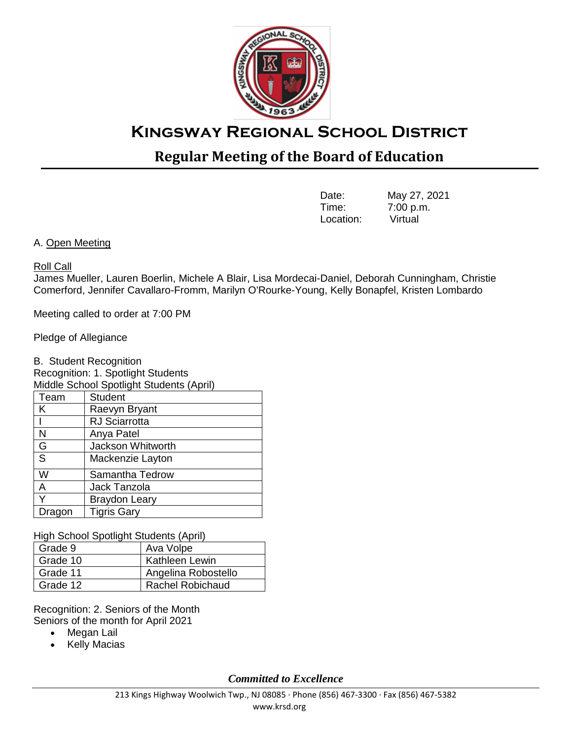# Kingsway Regional School District

## Regular Meeting of the Board of Education

| | |
|---|---|
| Date: | May 27, 2021 |
| Time: | 7:00 p.m. |
| Location: | Virtual |

A. Open Meeting

Roll Call

James Mueller, Lauren Boerlin, Michele A Blair, Lisa Mordecai-Daniel, Deborah Cunningham, Christie Comerford, Jennifer Cavallaro-Fromm, Marilyn O'Rourke-Young, Kelly Bonapfel, Kristen Lombardo

Meeting called to order at 7:00 PM

Pledge of Allegiance

B. Student Recognition

Recognition: 1. Spotlight Students

Middle School Spotlight Students (April)

| Team | Student |
|---|---|
| K | Raevyn Bryant |
| I | RJ Sciarrotta |
| N | Anya Patel |
| G | Jackson Whitworth |
| S | Mackenzie Layton |
| W | Samantha Tedrow |
| A | Jack Tanzola |
| Y | Braydon Leary |
| Dragon | Tigris Gary |

High School Spotlight Students (April)

| | |
|---|---|
| Grade 9 | Ava Volpe |
| Grade 10 | Kathleen Lewin |
| Grade 11 | Angelina Robostello |
| Grade 12 | Rachel Robichaud |

Recognition: 2. Seniors of the Month

Seniors of the month for April 2021

- Megan Lail
- Kelly Macias

*Committed to Excellence*

213 Kings Highway Woolwich Twp., NJ 08085 · Phone (856) 467-3300 · Fax (856) 467-5382

www.krsd.org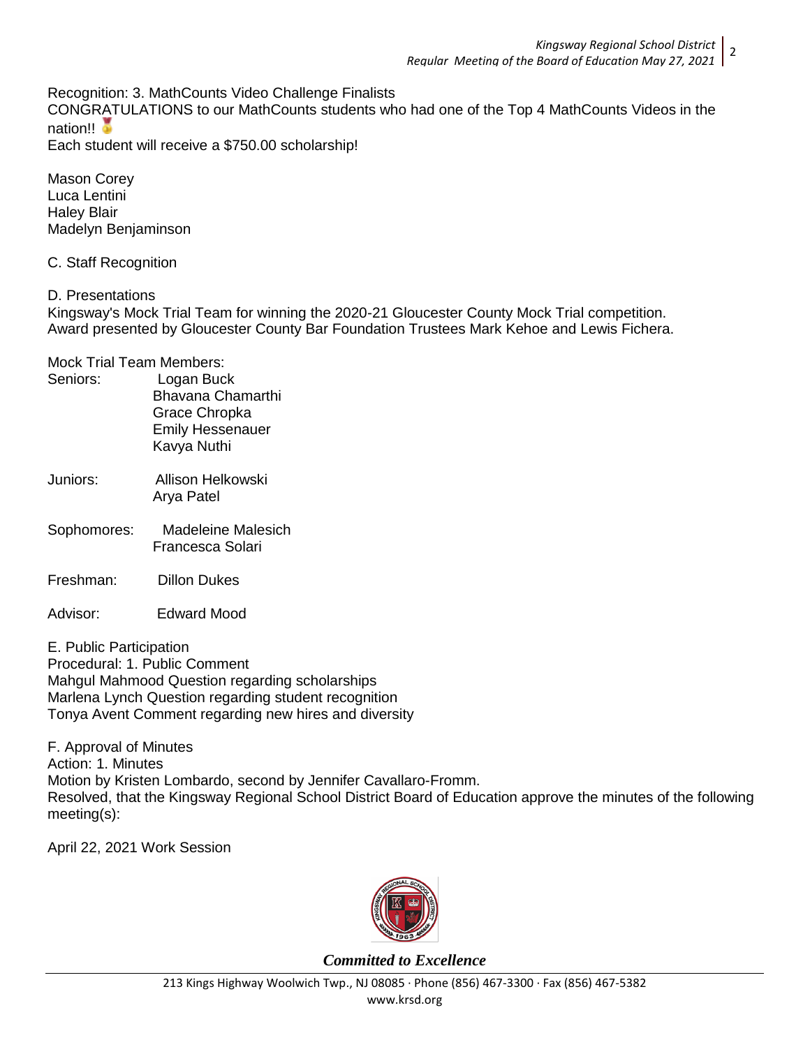Recognition: 3. MathCounts Video Challenge Finalists

CONGRATULATIONS to our MathCounts students who had one of the Top 4 MathCounts Videos in the nation!! 🥇

Each student will receive a $750.00 scholarship!

Mason Corey  
Luca Lentini  
Haley Blair  
Madelyn Benjaminson

C. Staff Recognition

D. Presentations

Kingsway's Mock Trial Team for winning the 2020-21 Gloucester County Mock Trial competition. Award presented by Gloucester County Bar Foundation Trustees Mark Kehoe and Lewis Fichera.

Mock Trial Team Members:

| | |
|---|---|
| Seniors: | Logan Buck |
| | Bhavana Chamarthi |
| | Grace Chropka |
| | Emily Hessenauer |
| | Kavya Nuthi |
| Juniors: | Allison Helkowski |
| | Arya Patel |
| Sophomores: | Madeleine Malesich |
| | Francesca Solari |
| Freshman: | Dillon Dukes |
| Advisor: | Edward Mood |

E. Public Participation

Procedural: 1. Public Comment

Mahgul Mahmood Question regarding scholarships  
Marlena Lynch Question regarding student recognition  
Tonya Avent Comment regarding new hires and diversity

F. Approval of Minutes

Action: 1. Minutes

Motion by Kristen Lombardo, second by Jennifer Cavallaro-Fromm.

Resolved, that the Kingsway Regional School District Board of Education approve the minutes of the following meeting(s):

April 22, 2021 Work Session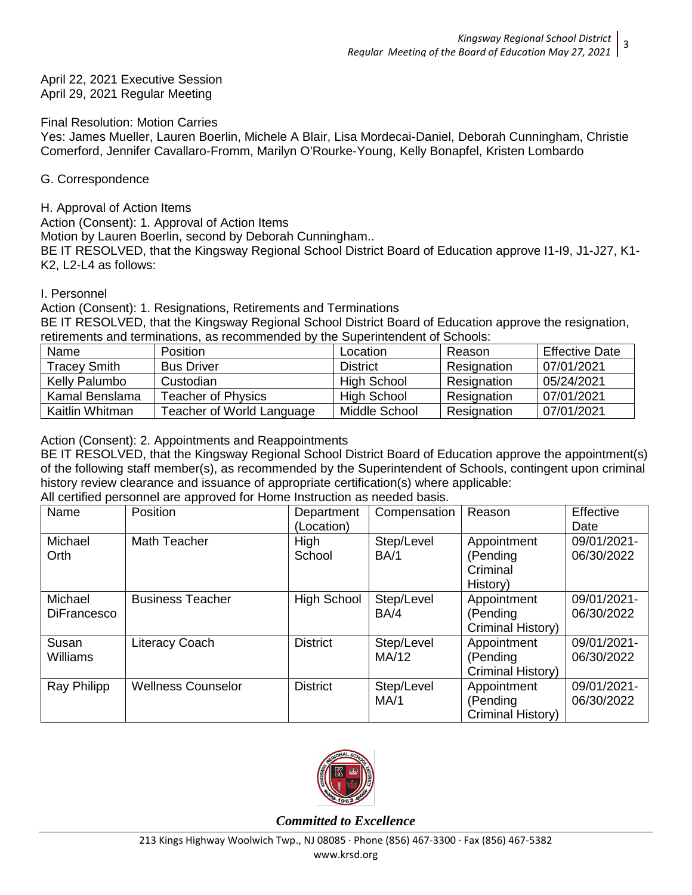April 22, 2021 Executive Session
April 29, 2021 Regular Meeting

Final Resolution: Motion Carries
Yes: James Mueller, Lauren Boerlin, Michele A Blair, Lisa Mordecai-Daniel, Deborah Cunningham, Christie Comerford, Jennifer Cavallaro-Fromm, Marilyn O'Rourke-Young, Kelly Bonapfel, Kristen Lombardo

G. Correspondence

H. Approval of Action Items
Action (Consent): 1. Approval of Action Items
Motion by Lauren Boerlin, second by Deborah Cunningham..
BE IT RESOLVED, that the Kingsway Regional School District Board of Education approve I1-I9, J1-J27, K1-K2, L2-L4 as follows:

I. Personnel
Action (Consent): 1. Resignations, Retirements and Terminations
BE IT RESOLVED, that the Kingsway Regional School District Board of Education approve the resignation, retirements and terminations, as recommended by the Superintendent of Schools:

| Name | Position | Location | Reason | Effective Date |
| --- | --- | --- | --- | --- |
| Tracey Smith | Bus Driver | District | Resignation | 07/01/2021 |
| Kelly Palumbo | Custodian | High School | Resignation | 05/24/2021 |
| Kamal Benslama | Teacher of Physics | High School | Resignation | 07/01/2021 |
| Kaitlin Whitman | Teacher of World Language | Middle School | Resignation | 07/01/2021 |

Action (Consent): 2. Appointments and Reappointments
BE IT RESOLVED, that the Kingsway Regional School District Board of Education approve the appointment(s) of the following staff member(s), as recommended by the Superintendent of Schools, contingent upon criminal history review clearance and issuance of appropriate certification(s) where applicable:
All certified personnel are approved for Home Instruction as needed basis.

| Name | Position | Department (Location) | Compensation | Reason | Effective Date |
| --- | --- | --- | --- | --- | --- |
| Michael Orth | Math Teacher | High School | Step/Level BA/1 | Appointment (Pending Criminal History) | 09/01/2021-06/30/2022 |
| Michael DiFrancesco | Business Teacher | High School | Step/Level BA/4 | Appointment (Pending Criminal History) | 09/01/2021-06/30/2022 |
| Susan Williams | Literacy Coach | District | Step/Level MA/12 | Appointment (Pending Criminal History) | 09/01/2021-06/30/2022 |
| Ray Philipp | Wellness Counselor | District | Step/Level MA/1 | Appointment (Pending Criminal History) | 09/01/2021-06/30/2022 |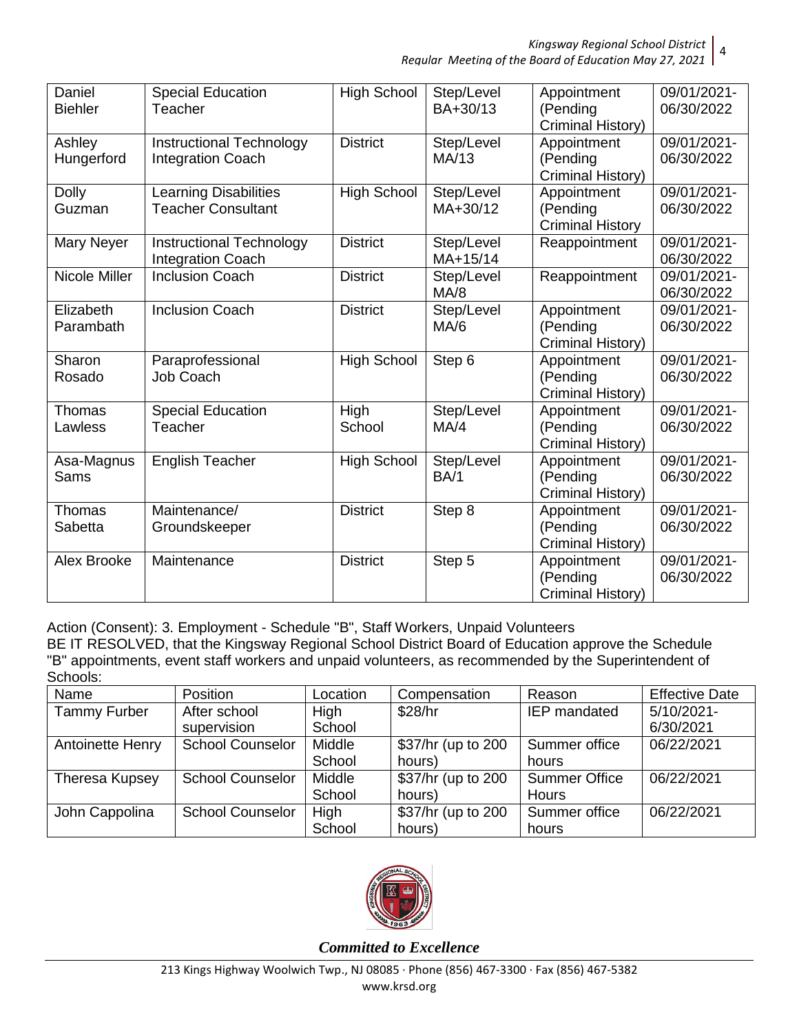| Daniel Biehler | Special Education Teacher | High School | Step/Level BA+30/13 | Appointment (Pending Criminal History) | 09/01/2021-06/30/2022 |
|---|---|---|---|---|---|
| Ashley Hungerford | Instructional Technology Integration Coach | District | Step/Level MA/13 | Appointment (Pending Criminal History) | 09/01/2021-06/30/2022 |
| Dolly Guzman | Learning Disabilities Teacher Consultant | High School | Step/Level MA+30/12 | Appointment (Pending Criminal History | 09/01/2021-06/30/2022 |
| Mary Neyer | Instructional Technology Integration Coach | District | Step/Level MA+15/14 | Reappointment | 09/01/2021-06/30/2022 |
| Nicole Miller | Inclusion Coach | District | Step/Level MA/8 | Reappointment | 09/01/2021-06/30/2022 |
| Elizabeth Parambath | Inclusion Coach | District | Step/Level MA/6 | Appointment (Pending Criminal History) | 09/01/2021-06/30/2022 |
| Sharon Rosado | Paraprofessional Job Coach | High School | Step 6 | Appointment (Pending Criminal History) | 09/01/2021-06/30/2022 |
| Thomas Lawless | Special Education Teacher | High School | Step/Level MA/4 | Appointment (Pending Criminal History) | 09/01/2021-06/30/2022 |
| Asa-Magnus Sams | English Teacher | High School | Step/Level BA/1 | Appointment (Pending Criminal History) | 09/01/2021-06/30/2022 |
| Thomas Sabetta | Maintenance/ Groundskeeper | District | Step 8 | Appointment (Pending Criminal History) | 09/01/2021-06/30/2022 |
| Alex Brooke | Maintenance | District | Step 5 | Appointment (Pending Criminal History) | 09/01/2021-06/30/2022 |

Action (Consent): 3. Employment - Schedule "B", Staff Workers, Unpaid Volunteers
BE IT RESOLVED, that the Kingsway Regional School District Board of Education approve the Schedule "B" appointments, event staff workers and unpaid volunteers, as recommended by the Superintendent of Schools:

| Name | Position | Location | Compensation | Reason | Effective Date |
|---|---|---|---|---|---|
| Tammy Furber | After school supervision | High School | $28/hr | IEP mandated | 5/10/2021-6/30/2021 |
| Antoinette Henry | School Counselor | Middle School | $37/hr (up to 200 hours) | Summer office hours | 06/22/2021 |
| Theresa Kupsey | School Counselor | Middle School | $37/hr (up to 200 hours) | Summer Office Hours | 06/22/2021 |
| John Cappolina | School Counselor | High School | $37/hr (up to 200 hours) | Summer office hours | 06/22/2021 |

*Committed to Excellence*

213 Kings Highway Woolwich Twp., NJ 08085 · Phone (856) 467-3300 · Fax (856) 467-5382
www.krsd.org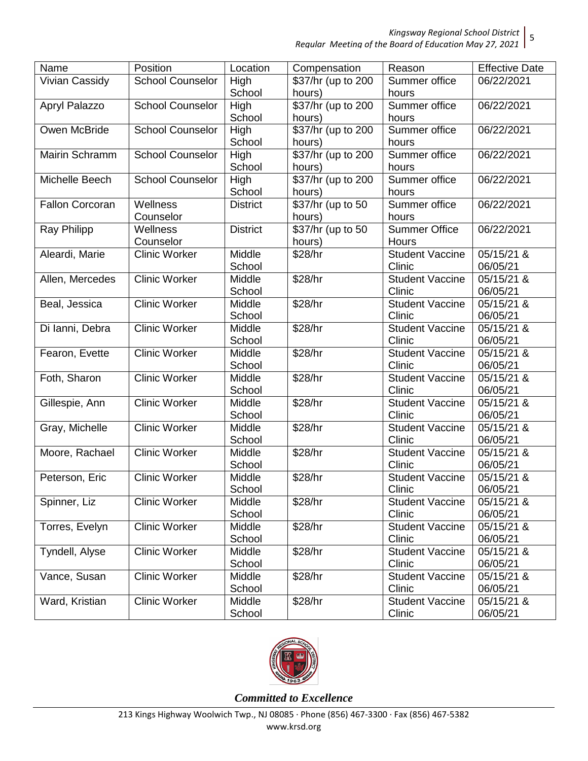| Name | Position | Location | Compensation | Reason | Effective Date |
|---|---|---|---|---|---|
| Vivian Cassidy | School Counselor | High School | $37/hr (up to 200 hours) | Summer office hours | 06/22/2021 |
| Apryl Palazzo | School Counselor | High School | $37/hr (up to 200 hours) | Summer office hours | 06/22/2021 |
| Owen McBride | School Counselor | High School | $37/hr (up to 200 hours) | Summer office hours | 06/22/2021 |
| Mairin Schramm | School Counselor | High School | $37/hr (up to 200 hours) | Summer office hours | 06/22/2021 |
| Michelle Beech | School Counselor | High School | $37/hr (up to 200 hours) | Summer office hours | 06/22/2021 |
| Fallon Corcoran | Wellness Counselor | District | $37/hr (up to 50 hours) | Summer office hours | 06/22/2021 |
| Ray Philipp | Wellness Counselor | District | $37/hr (up to 50 hours) | Summer Office Hours | 06/22/2021 |
| Aleardi, Marie | Clinic Worker | Middle School | $28/hr | Student Vaccine Clinic | 05/15/21 & 06/05/21 |
| Allen, Mercedes | Clinic Worker | Middle School | $28/hr | Student Vaccine Clinic | 05/15/21 & 06/05/21 |
| Beal, Jessica | Clinic Worker | Middle School | $28/hr | Student Vaccine Clinic | 05/15/21 & 06/05/21 |
| Di Ianni, Debra | Clinic Worker | Middle School | $28/hr | Student Vaccine Clinic | 05/15/21 & 06/05/21 |
| Fearon, Evette | Clinic Worker | Middle School | $28/hr | Student Vaccine Clinic | 05/15/21 & 06/05/21 |
| Foth, Sharon | Clinic Worker | Middle School | $28/hr | Student Vaccine Clinic | 05/15/21 & 06/05/21 |
| Gillespie, Ann | Clinic Worker | Middle School | $28/hr | Student Vaccine Clinic | 05/15/21 & 06/05/21 |
| Gray, Michelle | Clinic Worker | Middle School | $28/hr | Student Vaccine Clinic | 05/15/21 & 06/05/21 |
| Moore, Rachael | Clinic Worker | Middle School | $28/hr | Student Vaccine Clinic | 05/15/21 & 06/05/21 |
| Peterson, Eric | Clinic Worker | Middle School | $28/hr | Student Vaccine Clinic | 05/15/21 & 06/05/21 |
| Spinner, Liz | Clinic Worker | Middle School | $28/hr | Student Vaccine Clinic | 05/15/21 & 06/05/21 |
| Torres, Evelyn | Clinic Worker | Middle School | $28/hr | Student Vaccine Clinic | 05/15/21 & 06/05/21 |
| Tyndell, Alyse | Clinic Worker | Middle School | $28/hr | Student Vaccine Clinic | 05/15/21 & 06/05/21 |
| Vance, Susan | Clinic Worker | Middle School | $28/hr | Student Vaccine Clinic | 05/15/21 & 06/05/21 |
| Ward, Kristian | Clinic Worker | Middle School | $28/hr | Student Vaccine Clinic | 05/15/21 & 06/05/21 |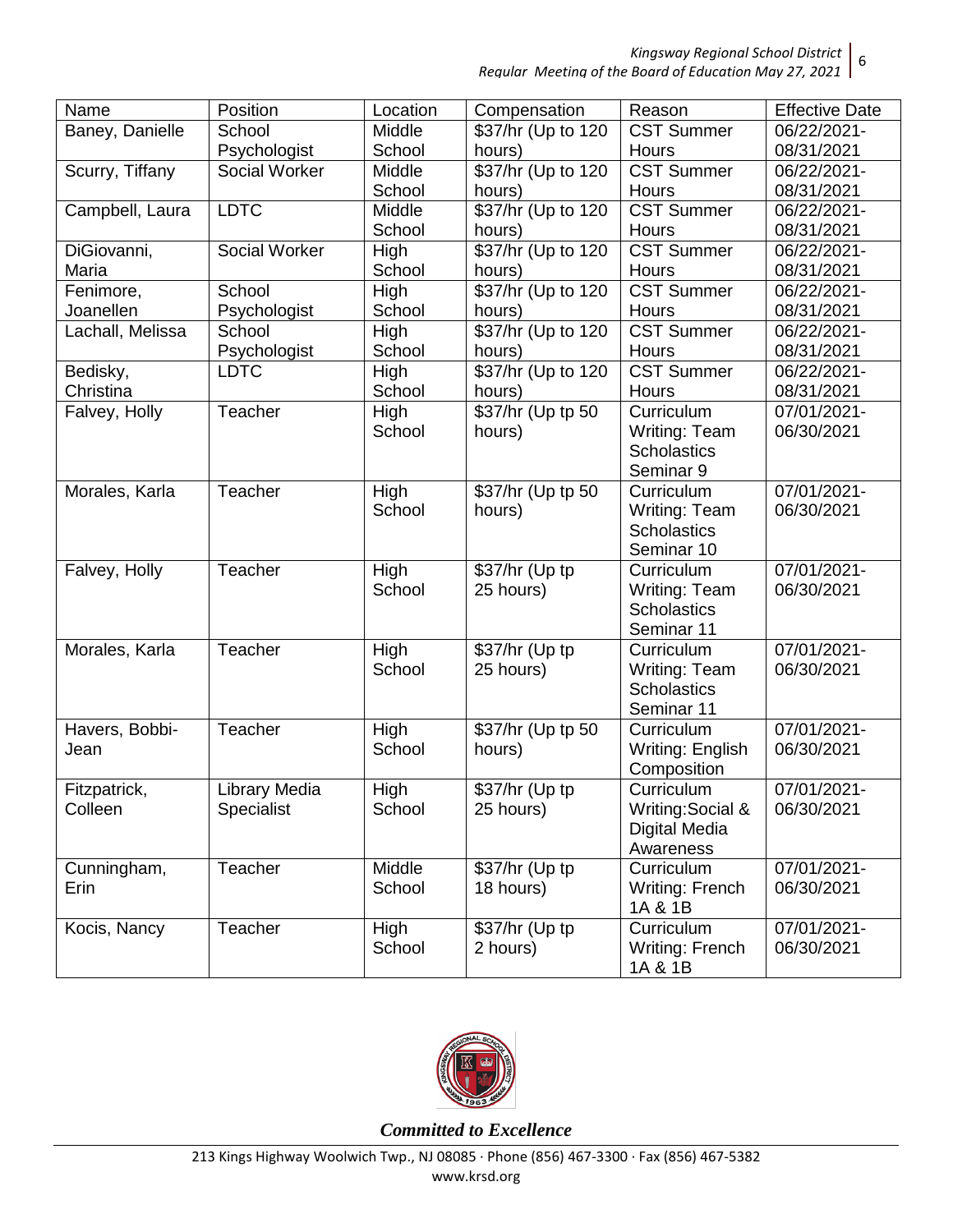| Name | Position | Location | Compensation | Reason | Effective Date |
| --- | --- | --- | --- | --- | --- |
| Baney, Danielle | School Psychologist | Middle School | $37/hr (Up to 120 hours) | CST Summer Hours | 06/22/2021-08/31/2021 |
| Scurry, Tiffany | Social Worker | Middle School | $37/hr (Up to 120 hours) | CST Summer Hours | 06/22/2021-08/31/2021 |
| Campbell, Laura | LDTC | Middle School | $37/hr (Up to 120 hours) | CST Summer Hours | 06/22/2021-08/31/2021 |
| DiGiovanni, Maria | Social Worker | High School | $37/hr (Up to 120 hours) | CST Summer Hours | 06/22/2021-08/31/2021 |
| Fenimore, Joanellen | School Psychologist | High School | $37/hr (Up to 120 hours) | CST Summer Hours | 06/22/2021-08/31/2021 |
| Lachall, Melissa | School Psychologist | High School | $37/hr (Up to 120 hours) | CST Summer Hours | 06/22/2021-08/31/2021 |
| Bedisky, Christina | LDTC | High School | $37/hr (Up to 120 hours) | CST Summer Hours | 06/22/2021-08/31/2021 |
| Falvey, Holly | Teacher | High School | $37/hr (Up tp 50 hours) | Curriculum Writing: Team Scholastics Seminar 9 | 07/01/2021-06/30/2021 |
| Morales, Karla | Teacher | High School | $37/hr (Up tp 50 hours) | Curriculum Writing: Team Scholastics Seminar 10 | 07/01/2021-06/30/2021 |
| Falvey, Holly | Teacher | High School | $37/hr (Up tp 25 hours) | Curriculum Writing: Team Scholastics Seminar 11 | 07/01/2021-06/30/2021 |
| Morales, Karla | Teacher | High School | $37/hr (Up tp 25 hours) | Curriculum Writing: Team Scholastics Seminar 11 | 07/01/2021-06/30/2021 |
| Havers, Bobbi-Jean | Teacher | High School | $37/hr (Up tp 50 hours) | Curriculum Writing: English Composition | 07/01/2021-06/30/2021 |
| Fitzpatrick, Colleen | Library Media Specialist | High School | $37/hr (Up tp 25 hours) | Curriculum Writing:Social & Digital Media Awareness | 07/01/2021-06/30/2021 |
| Cunningham, Erin | Teacher | Middle School | $37/hr (Up tp 18 hours) | Curriculum Writing: French 1A & 1B | 07/01/2021-06/30/2021 |
| Kocis, Nancy | Teacher | High School | $37/hr (Up tp 2 hours) | Curriculum Writing: French 1A & 1B | 07/01/2021-06/30/2021 |

*Committed to Excellence*

213 Kings Highway Woolwich Twp., NJ 08085 · Phone (856) 467-3300 · Fax (856) 467-5382
www.krsd.org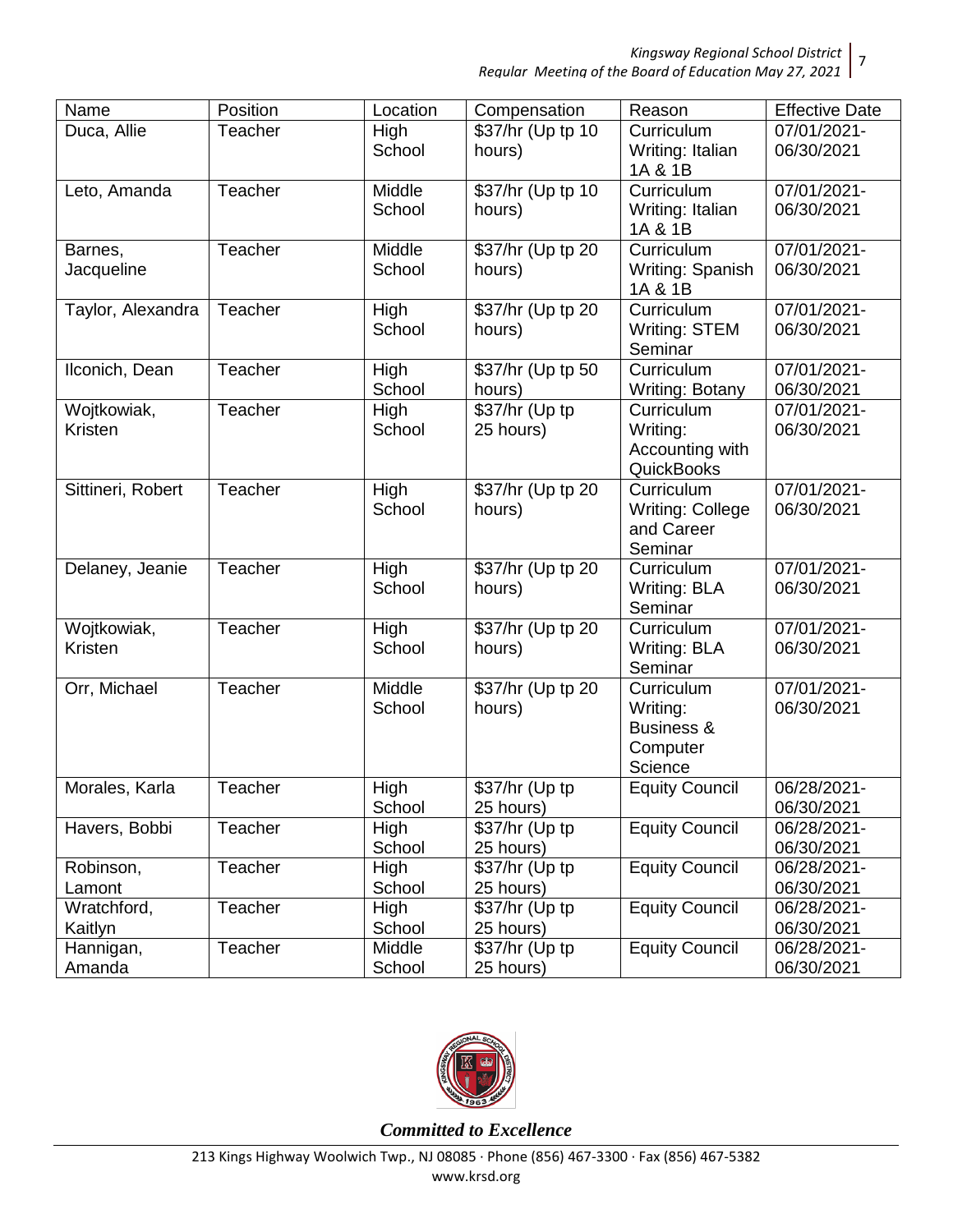| Name | Position | Location | Compensation | Reason | Effective Date |
|---|---|---|---|---|---|
| Duca, Allie | Teacher | High School | $37/hr (Up tp 10 hours) | Curriculum Writing: Italian 1A & 1B | 07/01/2021-06/30/2021 |
| Leto, Amanda | Teacher | Middle School | $37/hr (Up tp 10 hours) | Curriculum Writing: Italian 1A & 1B | 07/01/2021-06/30/2021 |
| Barnes, Jacqueline | Teacher | Middle School | $37/hr (Up tp 20 hours) | Curriculum Writing: Spanish 1A & 1B | 07/01/2021-06/30/2021 |
| Taylor, Alexandra | Teacher | High School | $37/hr (Up tp 20 hours) | Curriculum Writing: STEM Seminar | 07/01/2021-06/30/2021 |
| Ilconich, Dean | Teacher | High School | $37/hr (Up tp 50 hours) | Curriculum Writing: Botany | 07/01/2021-06/30/2021 |
| Wojtkowiak, Kristen | Teacher | High School | $37/hr (Up tp 25 hours) | Curriculum Writing: Accounting with QuickBooks | 07/01/2021-06/30/2021 |
| Sittineri, Robert | Teacher | High School | $37/hr (Up tp 20 hours) | Curriculum Writing: College and Career Seminar | 07/01/2021-06/30/2021 |
| Delaney, Jeanie | Teacher | High School | $37/hr (Up tp 20 hours) | Curriculum Writing: BLA Seminar | 07/01/2021-06/30/2021 |
| Wojtkowiak, Kristen | Teacher | High School | $37/hr (Up tp 20 hours) | Curriculum Writing: BLA Seminar | 07/01/2021-06/30/2021 |
| Orr, Michael | Teacher | Middle School | $37/hr (Up tp 20 hours) | Curriculum Writing: Business & Computer Science | 07/01/2021-06/30/2021 |
| Morales, Karla | Teacher | High School | $37/hr (Up tp 25 hours) | Equity Council | 06/28/2021-06/30/2021 |
| Havers, Bobbi | Teacher | High School | $37/hr (Up tp 25 hours) | Equity Council | 06/28/2021-06/30/2021 |
| Robinson, Lamont | Teacher | High School | $37/hr (Up tp 25 hours) | Equity Council | 06/28/2021-06/30/2021 |
| Wratchford, Kaitlyn | Teacher | High School | $37/hr (Up tp 25 hours) | Equity Council | 06/28/2021-06/30/2021 |
| Hannigan, Amanda | Teacher | Middle School | $37/hr (Up tp 25 hours) | Equity Council | 06/28/2021-06/30/2021 |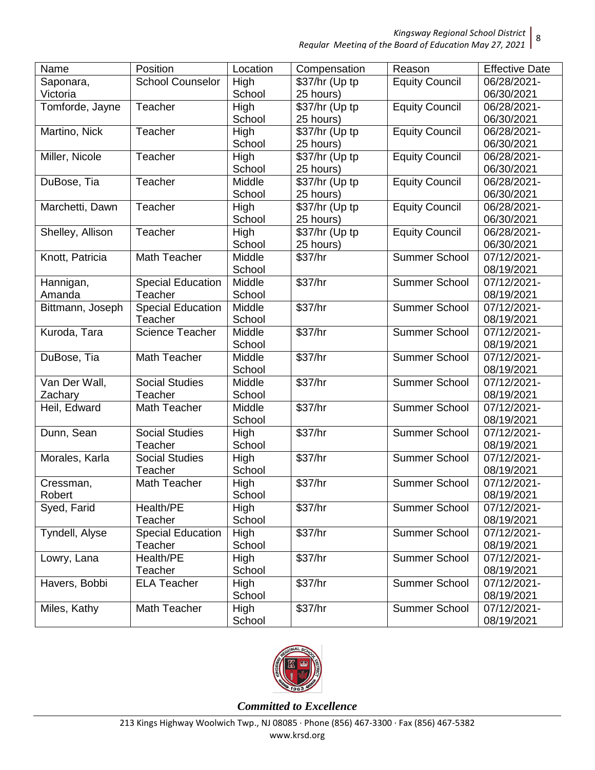| Name | Position | Location | Compensation | Reason | Effective Date |
| --- | --- | --- | --- | --- | --- |
| Saponara, Victoria | School Counselor | High School | $37/hr (Up tp 25 hours) | Equity Council | 06/28/2021-06/30/2021 |
| Tomforde, Jayne | Teacher | High School | $37/hr (Up tp 25 hours) | Equity Council | 06/28/2021-06/30/2021 |
| Martino, Nick | Teacher | High School | $37/hr (Up tp 25 hours) | Equity Council | 06/28/2021-06/30/2021 |
| Miller, Nicole | Teacher | High School | $37/hr (Up tp 25 hours) | Equity Council | 06/28/2021-06/30/2021 |
| DuBose, Tia | Teacher | Middle School | $37/hr (Up tp 25 hours) | Equity Council | 06/28/2021-06/30/2021 |
| Marchetti, Dawn | Teacher | High School | $37/hr (Up tp 25 hours) | Equity Council | 06/28/2021-06/30/2021 |
| Shelley, Allison | Teacher | High School | $37/hr (Up tp 25 hours) | Equity Council | 06/28/2021-06/30/2021 |
| Knott, Patricia | Math Teacher | Middle School | $37/hr | Summer School | 07/12/2021-08/19/2021 |
| Hannigan, Amanda | Special Education Teacher | Middle School | $37/hr | Summer School | 07/12/2021-08/19/2021 |
| Bittmann, Joseph | Special Education Teacher | Middle School | $37/hr | Summer School | 07/12/2021-08/19/2021 |
| Kuroda, Tara | Science Teacher | Middle School | $37/hr | Summer School | 07/12/2021-08/19/2021 |
| DuBose, Tia | Math Teacher | Middle School | $37/hr | Summer School | 07/12/2021-08/19/2021 |
| Van Der Wall, Zachary | Social Studies Teacher | Middle School | $37/hr | Summer School | 07/12/2021-08/19/2021 |
| Heil, Edward | Math Teacher | Middle School | $37/hr | Summer School | 07/12/2021-08/19/2021 |
| Dunn, Sean | Social Studies Teacher | High School | $37/hr | Summer School | 07/12/2021-08/19/2021 |
| Morales, Karla | Social Studies Teacher | High School | $37/hr | Summer School | 07/12/2021-08/19/2021 |
| Cressman, Robert | Math Teacher | High School | $37/hr | Summer School | 07/12/2021-08/19/2021 |
| Syed, Farid | Health/PE Teacher | High School | $37/hr | Summer School | 07/12/2021-08/19/2021 |
| Tyndell, Alyse | Special Education Teacher | High School | $37/hr | Summer School | 07/12/2021-08/19/2021 |
| Lowry, Lana | Health/PE Teacher | High School | $37/hr | Summer School | 07/12/2021-08/19/2021 |
| Havers, Bobbi | ELA Teacher | High School | $37/hr | Summer School | 07/12/2021-08/19/2021 |
| Miles, Kathy | Math Teacher | High School | $37/hr | Summer School | 07/12/2021-08/19/2021 |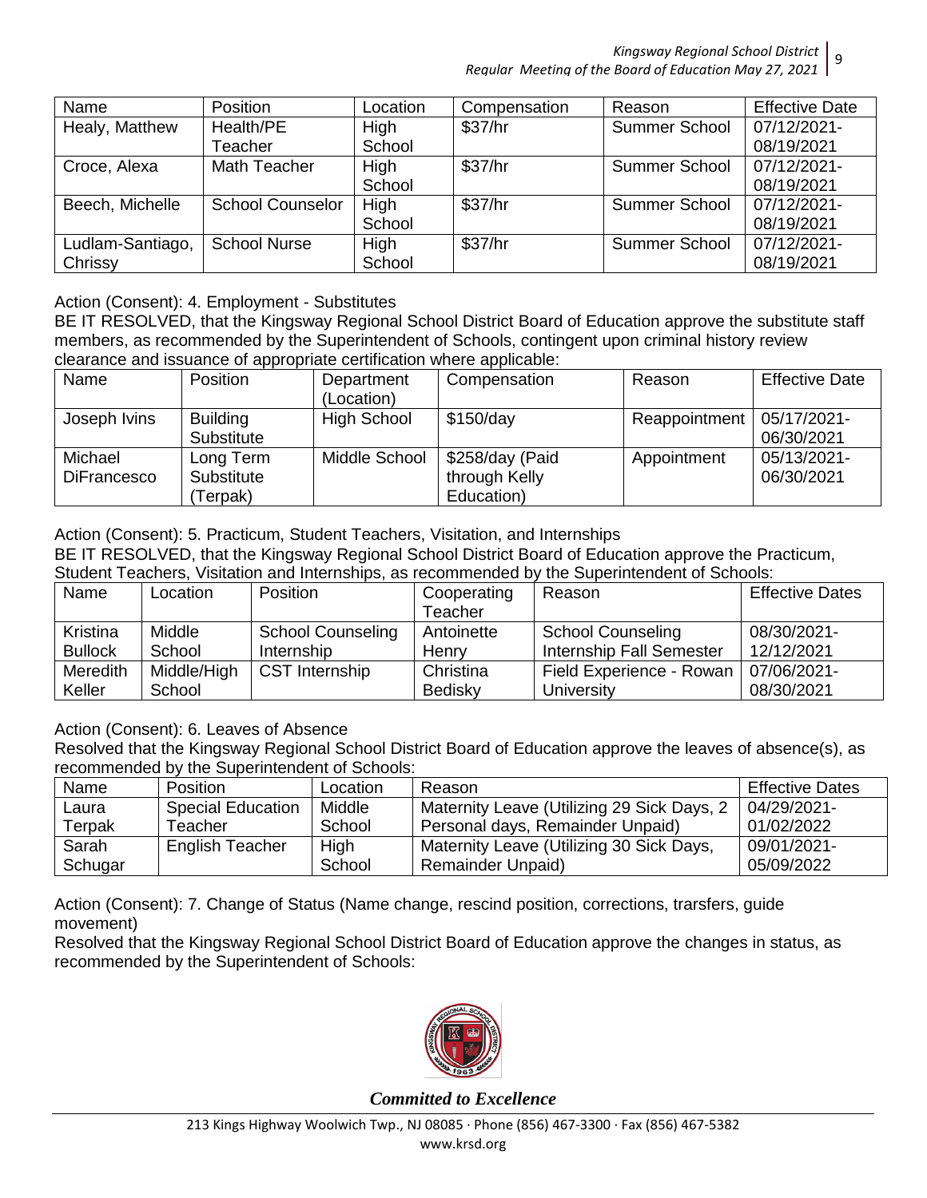| Name | Position | Location | Compensation | Reason | Effective Date |
|---|---|---|---|---|---|
| Healy, Matthew | Health/PE Teacher | High School | $37/hr | Summer School | 07/12/2021-08/19/2021 |
| Croce, Alexa | Math Teacher | High School | $37/hr | Summer School | 07/12/2021-08/19/2021 |
| Beech, Michelle | School Counselor | High School | $37/hr | Summer School | 07/12/2021-08/19/2021 |
| Ludlam-Santiago, Chrissy | School Nurse | High School | $37/hr | Summer School | 07/12/2021-08/19/2021 |

Action (Consent): 4. Employment - Substitutes

BE IT RESOLVED, that the Kingsway Regional School District Board of Education approve the substitute staff members, as recommended by the Superintendent of Schools, contingent upon criminal history review clearance and issuance of appropriate certification where applicable:

| Name | Position | Department (Location) | Compensation | Reason | Effective Date |
|---|---|---|---|---|---|
| Joseph Ivins | Building Substitute | High School | $150/day | Reappointment | 05/17/2021-06/30/2021 |
| Michael DiFrancesco | Long Term Substitute (Terpak) | Middle School | $258/day (Paid through Kelly Education) | Appointment | 05/13/2021-06/30/2021 |

Action (Consent): 5. Practicum, Student Teachers, Visitation, and Internships

BE IT RESOLVED, that the Kingsway Regional School District Board of Education approve the Practicum, Student Teachers, Visitation and Internships, as recommended by the Superintendent of Schools:

| Name | Location | Position | Cooperating Teacher | Reason | Effective Dates |
|---|---|---|---|---|---|
| Kristina Bullock | Middle School | School Counseling Internship | Antoinette Henry | School Counseling Internship Fall Semester | 08/30/2021-12/12/2021 |
| Meredith Keller | Middle/High School | CST Internship | Christina Bedisky | Field Experience - Rowan University | 07/06/2021-08/30/2021 |

Action (Consent): 6. Leaves of Absence

Resolved that the Kingsway Regional School District Board of Education approve the leaves of absence(s), as recommended by the Superintendent of Schools:

| Name | Position | Location | Reason | Effective Dates |
|---|---|---|---|---|
| Laura Terpak | Special Education Teacher | Middle School | Maternity Leave (Utilizing 29 Sick Days, 2 Personal days, Remainder Unpaid) | 04/29/2021-01/02/2022 |
| Sarah Schugar | English Teacher | High School | Maternity Leave (Utilizing 30 Sick Days, Remainder Unpaid) | 09/01/2021-05/09/2022 |

Action (Consent): 7. Change of Status (Name change, rescind position, corrections, trarsfers, guide movement)

Resolved that the Kingsway Regional School District Board of Education approve the changes in status, as recommended by the Superintendent of Schools: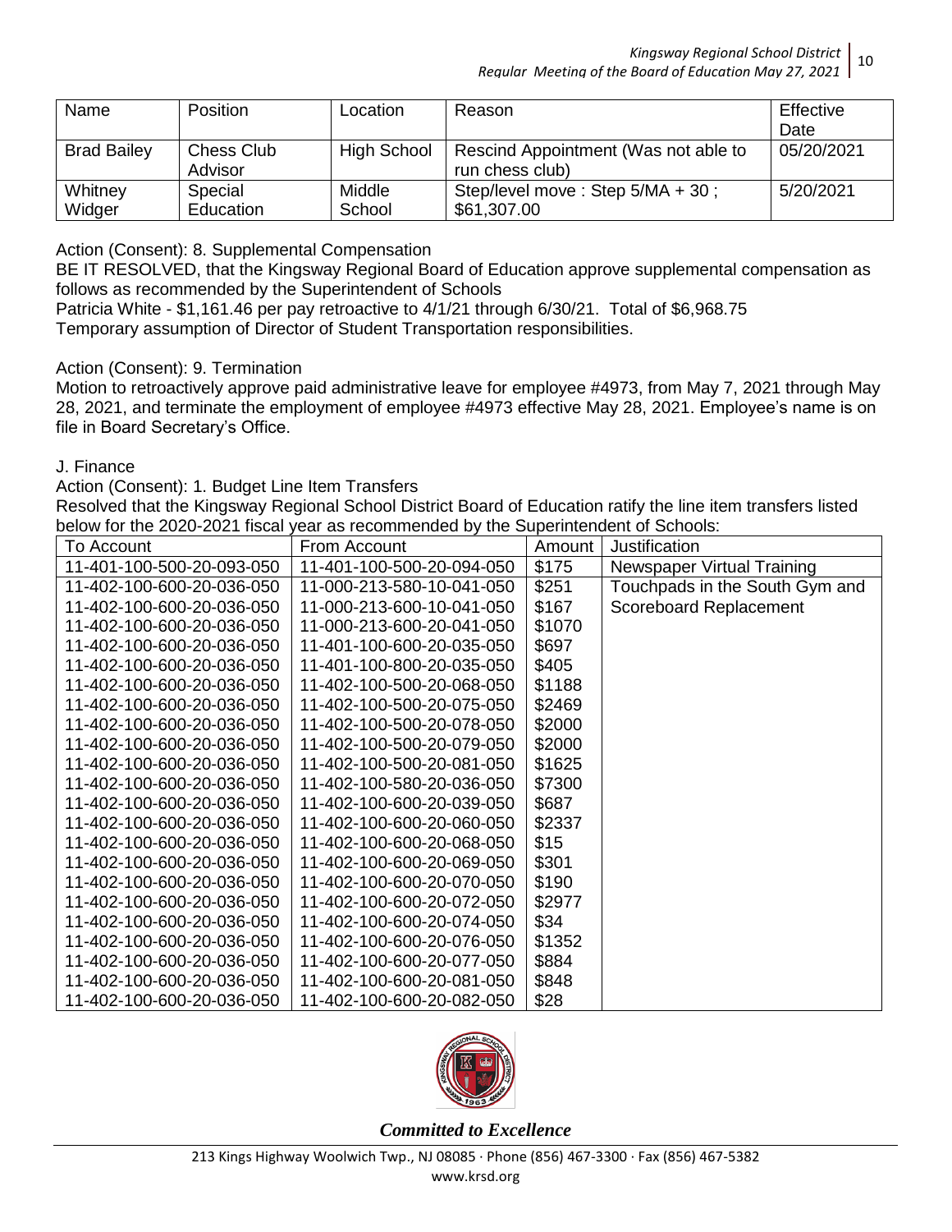| Name | Position | Location | Reason | Effective Date |
|---|---|---|---|---|
| Brad Bailey | Chess Club Advisor | High School | Rescind Appointment (Was not able to run chess club) | 05/20/2021 |
| Whitney Widger | Special Education | Middle School | Step/level move : Step 5/MA + 30 ; $61,307.00 | 5/20/2021 |

Action (Consent): 8. Supplemental Compensation

BE IT RESOLVED, that the Kingsway Regional Board of Education approve supplemental compensation as follows as recommended by the Superintendent of Schools

Patricia White - $1,161.46 per pay retroactive to 4/1/21 through 6/30/21. Total of $6,968.75

Temporary assumption of Director of Student Transportation responsibilities.

Action (Consent): 9. Termination

Motion to retroactively approve paid administrative leave for employee #4973, from May 7, 2021 through May 28, 2021, and terminate the employment of employee #4973 effective May 28, 2021. Employee's name is on file in Board Secretary's Office.

J. Finance

Action (Consent): 1. Budget Line Item Transfers

Resolved that the Kingsway Regional School District Board of Education ratify the line item transfers listed below for the 2020-2021 fiscal year as recommended by the Superintendent of Schools:

| To Account | From Account | Amount | Justification |
|---|---|---|---|
| 11-401-100-500-20-093-050 | 11-401-100-500-20-094-050 | $175 | Newspaper Virtual Training |
| 11-402-100-600-20-036-050 | 11-000-213-580-10-041-050 | $251 | Touchpads in the South Gym and |
| 11-402-100-600-20-036-050 | 11-000-213-600-10-041-050 | $167 | Scoreboard Replacement |
| 11-402-100-600-20-036-050 | 11-000-213-600-20-041-050 | $1070 | |
| 11-402-100-600-20-036-050 | 11-401-100-600-20-035-050 | $697 | |
| 11-402-100-600-20-036-050 | 11-401-100-800-20-035-050 | $405 | |
| 11-402-100-600-20-036-050 | 11-402-100-500-20-068-050 | $1188 | |
| 11-402-100-600-20-036-050 | 11-402-100-500-20-075-050 | $2469 | |
| 11-402-100-600-20-036-050 | 11-402-100-500-20-078-050 | $2000 | |
| 11-402-100-600-20-036-050 | 11-402-100-500-20-079-050 | $2000 | |
| 11-402-100-600-20-036-050 | 11-402-100-500-20-081-050 | $1625 | |
| 11-402-100-600-20-036-050 | 11-402-100-580-20-036-050 | $7300 | |
| 11-402-100-600-20-036-050 | 11-402-100-600-20-039-050 | $687 | |
| 11-402-100-600-20-036-050 | 11-402-100-600-20-060-050 | $2337 | |
| 11-402-100-600-20-036-050 | 11-402-100-600-20-068-050 | $15 | |
| 11-402-100-600-20-036-050 | 11-402-100-600-20-069-050 | $301 | |
| 11-402-100-600-20-036-050 | 11-402-100-600-20-070-050 | $190 | |
| 11-402-100-600-20-036-050 | 11-402-100-600-20-072-050 | $2977 | |
| 11-402-100-600-20-036-050 | 11-402-100-600-20-074-050 | $34 | |
| 11-402-100-600-20-036-050 | 11-402-100-600-20-076-050 | $1352 | |
| 11-402-100-600-20-036-050 | 11-402-100-600-20-077-050 | $884 | |
| 11-402-100-600-20-036-050 | 11-402-100-600-20-081-050 | $848 | |
| 11-402-100-600-20-036-050 | 11-402-100-600-20-082-050 | $28 | |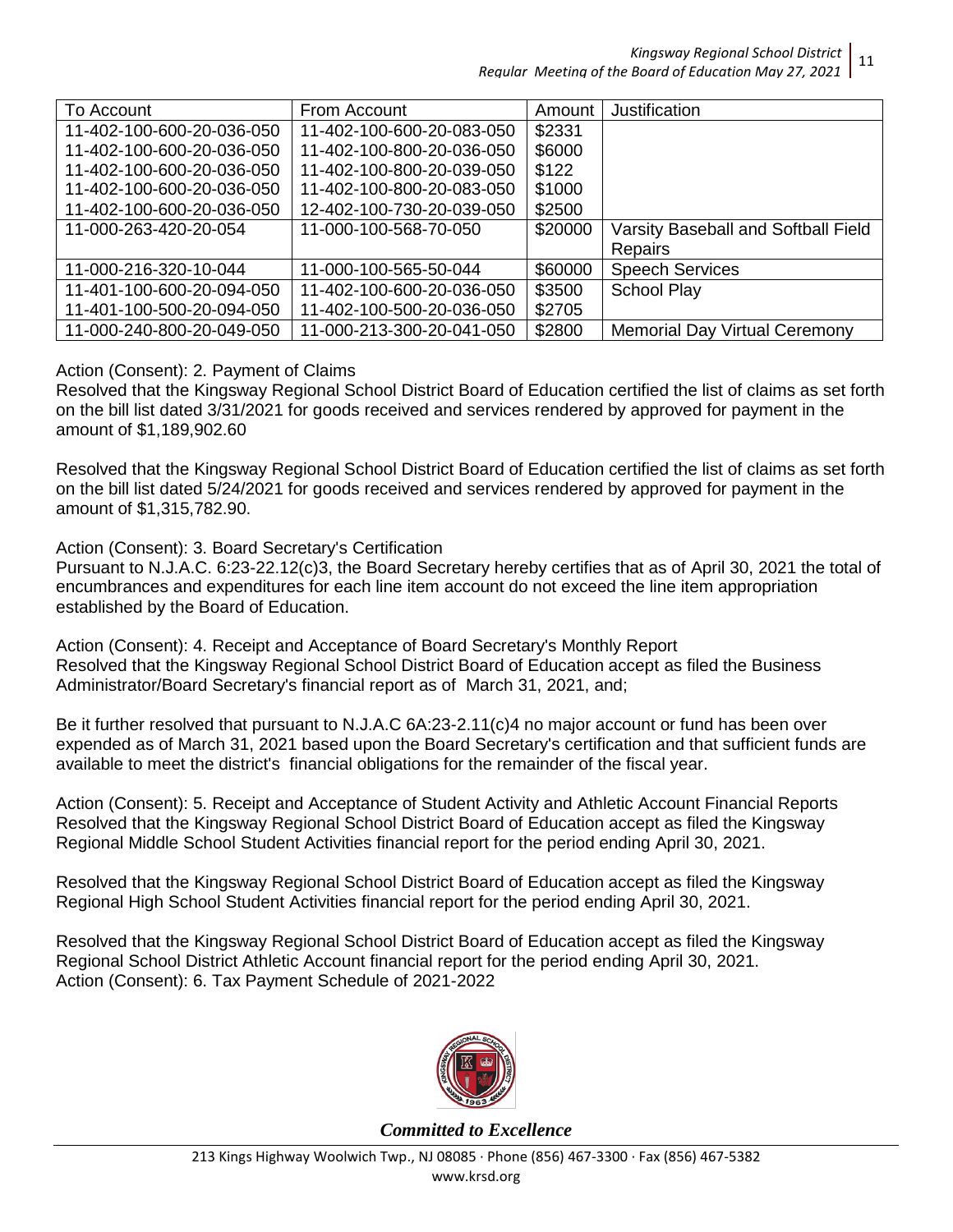| To Account | From Account | Amount | Justification |
|---|---|---|---|
| 11-402-100-600-20-036-050 | 11-402-100-600-20-083-050 | $2331 | |
| 11-402-100-600-20-036-050 | 11-402-100-800-20-036-050 | $6000 | |
| 11-402-100-600-20-036-050 | 11-402-100-800-20-039-050 | $122 | |
| 11-402-100-600-20-036-050 | 11-402-100-800-20-083-050 | $1000 | |
| 11-402-100-600-20-036-050 | 12-402-100-730-20-039-050 | $2500 | |
| 11-000-263-420-20-054 | 11-000-100-568-70-050 | $20000 | Varsity Baseball and Softball Field Repairs |
| 11-000-216-320-10-044 | 11-000-100-565-50-044 | $60000 | Speech Services |
| 11-401-100-600-20-094-050 | 11-402-100-600-20-036-050 | $3500 | School Play |
| 11-401-100-500-20-094-050 | 11-402-100-500-20-036-050 | $2705 | |
| 11-000-240-800-20-049-050 | 11-000-213-300-20-041-050 | $2800 | Memorial Day Virtual Ceremony |

Action (Consent): 2. Payment of Claims
Resolved that the Kingsway Regional School District Board of Education certified the list of claims as set forth on the bill list dated 3/31/2021 for goods received and services rendered by approved for payment in the amount of $1,189,902.60

Resolved that the Kingsway Regional School District Board of Education certified the list of claims as set forth on the bill list dated 5/24/2021 for goods received and services rendered by approved for payment in the amount of $1,315,782.90.

Action (Consent): 3. Board Secretary's Certification
Pursuant to N.J.A.C. 6:23-22.12(c)3, the Board Secretary hereby certifies that as of April 30, 2021 the total of encumbrances and expenditures for each line item account do not exceed the line item appropriation established by the Board of Education.

Action (Consent): 4. Receipt and Acceptance of Board Secretary's Monthly Report
Resolved that the Kingsway Regional School District Board of Education accept as filed the Business Administrator/Board Secretary's financial report as of March 31, 2021, and;

Be it further resolved that pursuant to N.J.A.C 6A:23-2.11(c)4 no major account or fund has been over expended as of March 31, 2021 based upon the Board Secretary's certification and that sufficient funds are available to meet the district's financial obligations for the remainder of the fiscal year.

Action (Consent): 5. Receipt and Acceptance of Student Activity and Athletic Account Financial Reports
Resolved that the Kingsway Regional School District Board of Education accept as filed the Kingsway Regional Middle School Student Activities financial report for the period ending April 30, 2021.

Resolved that the Kingsway Regional School District Board of Education accept as filed the Kingsway Regional High School Student Activities financial report for the period ending April 30, 2021.

Resolved that the Kingsway Regional School District Board of Education accept as filed the Kingsway Regional School District Athletic Account financial report for the period ending April 30, 2021.
Action (Consent): 6. Tax Payment Schedule of 2021-2022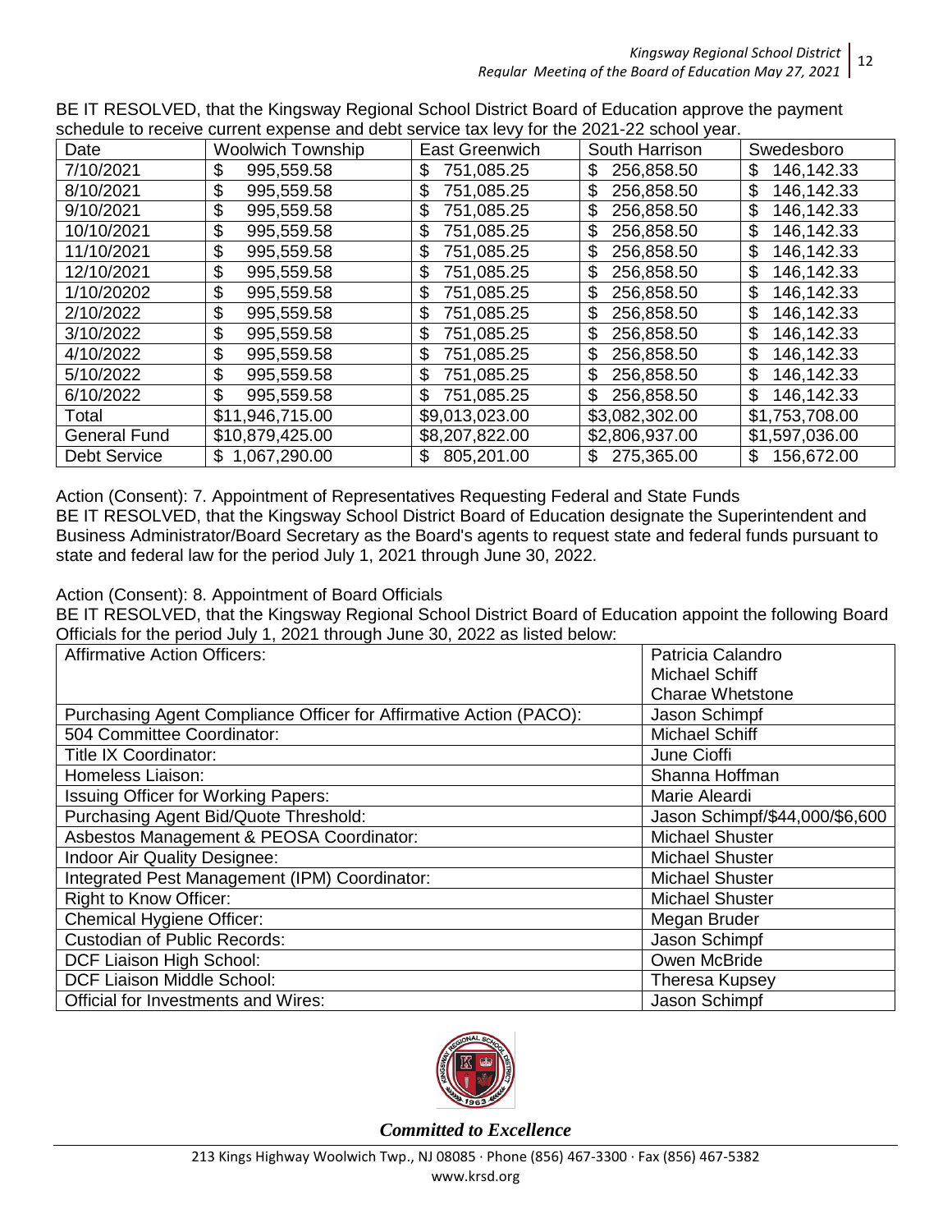BE IT RESOLVED, that the Kingsway Regional School District Board of Education approve the payment schedule to receive current expense and debt service tax levy for the 2021-22 school year.

| Date | Woolwich Township | East Greenwich | South Harrison | Swedesboro |
|---|---|---|---|---|
| 7/10/2021 | $ 995,559.58 | $ 751,085.25 | $ 256,858.50 | $ 146,142.33 |
| 8/10/2021 | $ 995,559.58 | $ 751,085.25 | $ 256,858.50 | $ 146,142.33 |
| 9/10/2021 | $ 995,559.58 | $ 751,085.25 | $ 256,858.50 | $ 146,142.33 |
| 10/10/2021 | $ 995,559.58 | $ 751,085.25 | $ 256,858.50 | $ 146,142.33 |
| 11/10/2021 | $ 995,559.58 | $ 751,085.25 | $ 256,858.50 | $ 146,142.33 |
| 12/10/2021 | $ 995,559.58 | $ 751,085.25 | $ 256,858.50 | $ 146,142.33 |
| 1/10/20202 | $ 995,559.58 | $ 751,085.25 | $ 256,858.50 | $ 146,142.33 |
| 2/10/2022 | $ 995,559.58 | $ 751,085.25 | $ 256,858.50 | $ 146,142.33 |
| 3/10/2022 | $ 995,559.58 | $ 751,085.25 | $ 256,858.50 | $ 146,142.33 |
| 4/10/2022 | $ 995,559.58 | $ 751,085.25 | $ 256,858.50 | $ 146,142.33 |
| 5/10/2022 | $ 995,559.58 | $ 751,085.25 | $ 256,858.50 | $ 146,142.33 |
| 6/10/2022 | $ 995,559.58 | $ 751,085.25 | $ 256,858.50 | $ 146,142.33 |
| Total | $11,946,715.00 | $9,013,023.00 | $3,082,302.00 | $1,753,708.00 |
| General Fund | $10,879,425.00 | $8,207,822.00 | $2,806,937.00 | $1,597,036.00 |
| Debt Service | $ 1,067,290.00 | $ 805,201.00 | $ 275,365.00 | $ 156,672.00 |

Action (Consent): 7. Appointment of Representatives Requesting Federal and State Funds

BE IT RESOLVED, that the Kingsway School District Board of Education designate the Superintendent and Business Administrator/Board Secretary as the Board's agents to request state and federal funds pursuant to state and federal law for the period July 1, 2021 through June 30, 2022.

Action (Consent): 8. Appointment of Board Officials

BE IT RESOLVED, that the Kingsway Regional School District Board of Education appoint the following Board Officials for the period July 1, 2021 through June 30, 2022 as listed below:

| Position | Name |
|---|---|
| Affirmative Action Officers: | Patricia Calandro<br>Michael Schiff<br>Charae Whetstone |
| Purchasing Agent Compliance Officer for Affirmative Action (PACO): | Jason Schimpf |
| 504 Committee Coordinator: | Michael Schiff |
| Title IX Coordinator: | June Cioffi |
| Homeless Liaison: | Shanna Hoffman |
| Issuing Officer for Working Papers: | Marie Aleardi |
| Purchasing Agent Bid/Quote Threshold: | Jason Schimpf/$44,000/$6,600 |
| Asbestos Management & PEOSA Coordinator: | Michael Shuster |
| Indoor Air Quality Designee: | Michael Shuster |
| Integrated Pest Management (IPM) Coordinator: | Michael Shuster |
| Right to Know Officer: | Michael Shuster |
| Chemical Hygiene Officer: | Megan Bruder |
| Custodian of Public Records: | Jason Schimpf |
| DCF Liaison High School: | Owen McBride |
| DCF Liaison Middle School: | Theresa Kupsey |
| Official for Investments and Wires: | Jason Schimpf |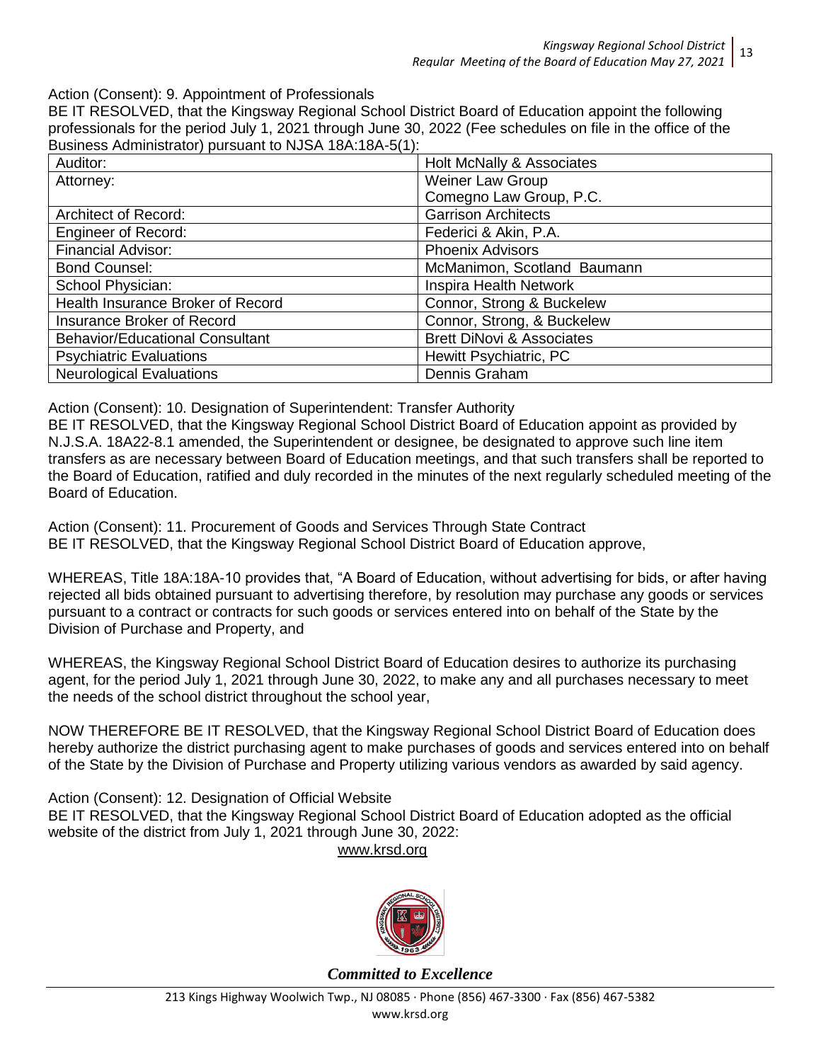Action (Consent): 9. Appointment of Professionals

BE IT RESOLVED, that the Kingsway Regional School District Board of Education appoint the following professionals for the period July 1, 2021 through June 30, 2022 (Fee schedules on file in the office of the Business Administrator) pursuant to NJSA 18A:18A-5(1):

| | |
|---|---|
| Auditor: | Holt McNally & Associates |
| Attorney: | Weiner Law Group<br>Comegno Law Group, P.C. |
| Architect of Record: | Garrison Architects |
| Engineer of Record: | Federici & Akin, P.A. |
| Financial Advisor: | Phoenix Advisors |
| Bond Counsel: | McManimon, Scotland Baumann |
| School Physician: | Inspira Health Network |
| Health Insurance Broker of Record | Connor, Strong & Buckelew |
| Insurance Broker of Record | Connor, Strong, & Buckelew |
| Behavior/Educational Consultant | Brett DiNovi & Associates |
| Psychiatric Evaluations | Hewitt Psychiatric, PC |
| Neurological Evaluations | Dennis Graham |

Action (Consent): 10. Designation of Superintendent: Transfer Authority

BE IT RESOLVED, that the Kingsway Regional School District Board of Education appoint as provided by N.J.S.A. 18A22-8.1 amended, the Superintendent or designee, be designated to approve such line item transfers as are necessary between Board of Education meetings, and that such transfers shall be reported to the Board of Education, ratified and duly recorded in the minutes of the next regularly scheduled meeting of the Board of Education.

Action (Consent): 11. Procurement of Goods and Services Through State Contract

BE IT RESOLVED, that the Kingsway Regional School District Board of Education approve,

WHEREAS, Title 18A:18A-10 provides that, "A Board of Education, without advertising for bids, or after having rejected all bids obtained pursuant to advertising therefore, by resolution may purchase any goods or services pursuant to a contract or contracts for such goods or services entered into on behalf of the State by the Division of Purchase and Property, and

WHEREAS, the Kingsway Regional School District Board of Education desires to authorize its purchasing agent, for the period July 1, 2021 through June 30, 2022, to make any and all purchases necessary to meet the needs of the school district throughout the school year,

NOW THEREFORE BE IT RESOLVED, that the Kingsway Regional School District Board of Education does hereby authorize the district purchasing agent to make purchases of goods and services entered into on behalf of the State by the Division of Purchase and Property utilizing various vendors as awarded by said agency.

Action (Consent): 12. Designation of Official Website

BE IT RESOLVED, that the Kingsway Regional School District Board of Education adopted as the official website of the district from July 1, 2021 through June 30, 2022:

www.krsd.org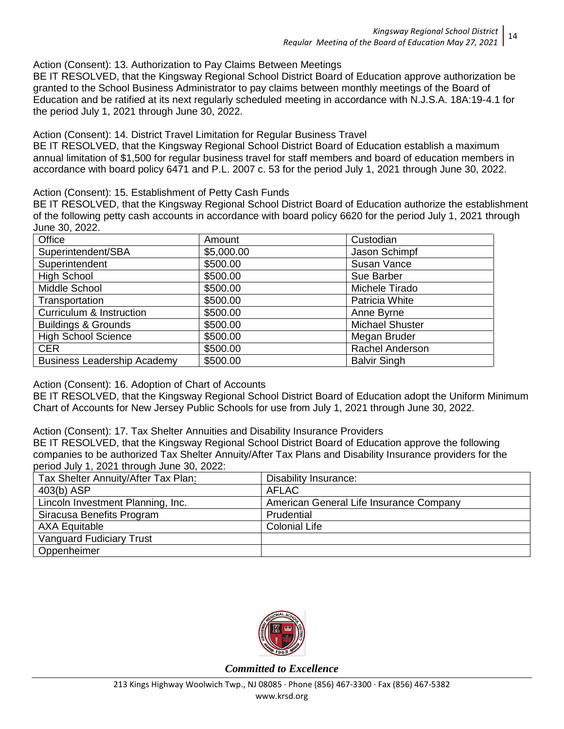Action (Consent): 13. Authorization to Pay Claims Between Meetings
BE IT RESOLVED, that the Kingsway Regional School District Board of Education approve authorization be granted to the School Business Administrator to pay claims between monthly meetings of the Board of Education and be ratified at its next regularly scheduled meeting in accordance with N.J.S.A. 18A:19-4.1 for the period July 1, 2021 through June 30, 2022.

Action (Consent): 14. District Travel Limitation for Regular Business Travel
BE IT RESOLVED, that the Kingsway Regional School District Board of Education establish a maximum annual limitation of $1,500 for regular business travel for staff members and board of education members in accordance with board policy 6471 and P.L. 2007 c. 53 for the period July 1, 2021 through June 30, 2022.

Action (Consent): 15. Establishment of Petty Cash Funds
BE IT RESOLVED, that the Kingsway Regional School District Board of Education authorize the establishment of the following petty cash accounts in accordance with board policy 6620 for the period July 1, 2021 through June 30, 2022.

| Office | Amount | Custodian |
|---|---|---|
| Superintendent/SBA | $5,000.00 | Jason Schimpf |
| Superintendent | $500.00 | Susan Vance |
| High School | $500.00 | Sue Barber |
| Middle School | $500.00 | Michele Tirado |
| Transportation | $500.00 | Patricia White |
| Curriculum & Instruction | $500.00 | Anne Byrne |
| Buildings & Grounds | $500.00 | Michael Shuster |
| High School Science | $500.00 | Megan Bruder |
| CER | $500.00 | Rachel Anderson |
| Business Leadership Academy | $500.00 | Balvir Singh |

Action (Consent): 16. Adoption of Chart of Accounts
BE IT RESOLVED, that the Kingsway Regional School District Board of Education adopt the Uniform Minimum Chart of Accounts for New Jersey Public Schools for use from July 1, 2021 through June 30, 2022.

Action (Consent): 17. Tax Shelter Annuities and Disability Insurance Providers
BE IT RESOLVED, that the Kingsway Regional School District Board of Education approve the following companies to be authorized Tax Shelter Annuity/After Tax Plans and Disability Insurance providers for the period July 1, 2021 through June 30, 2022:

| Tax Shelter Annuity/After Tax Plan: | Disability Insurance: |
|---|---|
| 403(b) ASP | AFLAC |
| Lincoln Investment Planning, Inc. | American General Life Insurance Company |
| Siracusa Benefits Program | Prudential |
| AXA Equitable | Colonial Life |
| Vanguard Fudiciary Trust | |
| Oppenheimer | |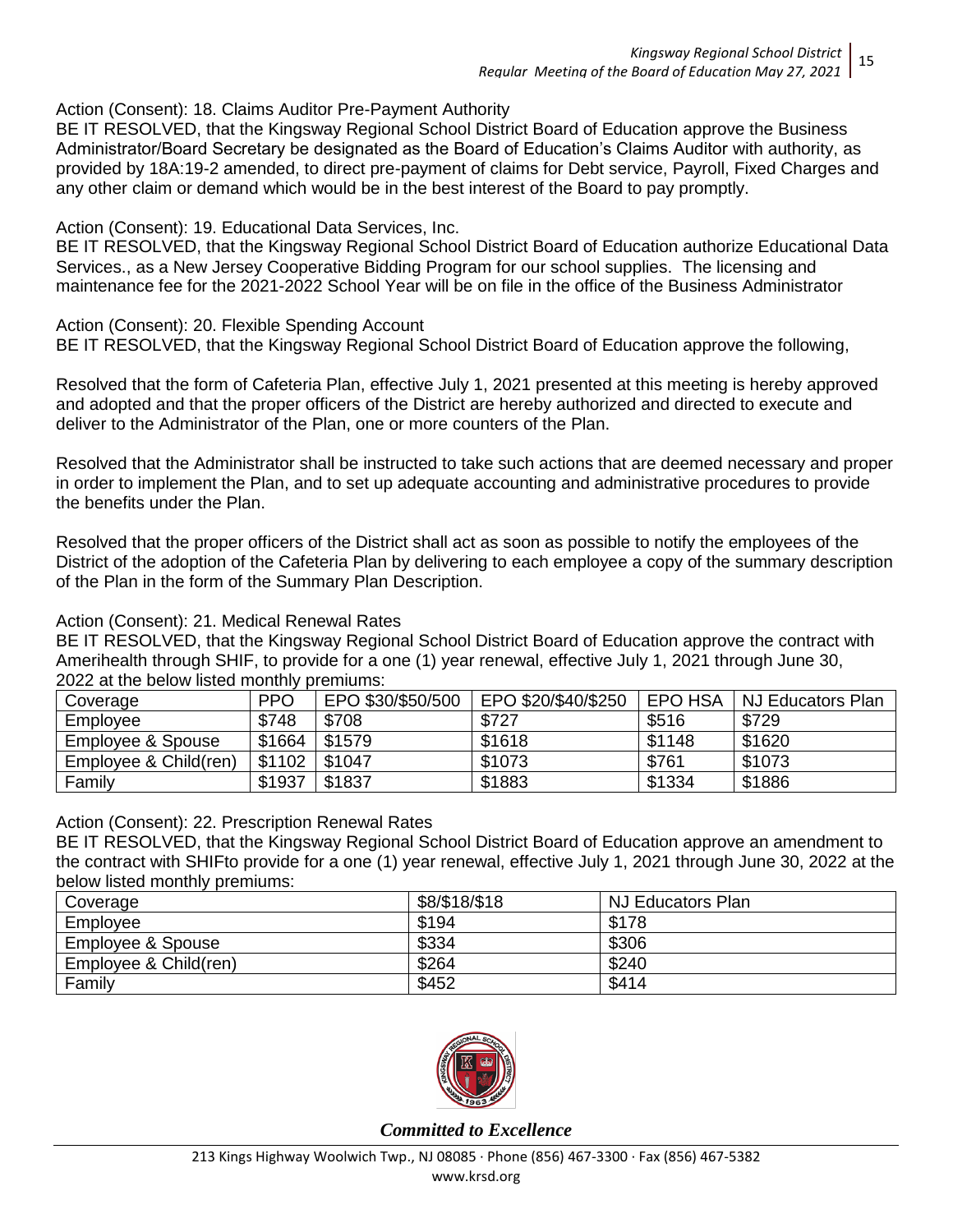Action (Consent): 18. Claims Auditor Pre-Payment Authority

BE IT RESOLVED, that the Kingsway Regional School District Board of Education approve the Business Administrator/Board Secretary be designated as the Board of Education's Claims Auditor with authority, as provided by 18A:19-2 amended, to direct pre-payment of claims for Debt service, Payroll, Fixed Charges and any other claim or demand which would be in the best interest of the Board to pay promptly.

Action (Consent): 19. Educational Data Services, Inc.

BE IT RESOLVED, that the Kingsway Regional School District Board of Education authorize Educational Data Services., as a New Jersey Cooperative Bidding Program for our school supplies. The licensing and maintenance fee for the 2021-2022 School Year will be on file in the office of the Business Administrator

Action (Consent): 20. Flexible Spending Account

BE IT RESOLVED, that the Kingsway Regional School District Board of Education approve the following,

Resolved that the form of Cafeteria Plan, effective July 1, 2021 presented at this meeting is hereby approved and adopted and that the proper officers of the District are hereby authorized and directed to execute and deliver to the Administrator of the Plan, one or more counters of the Plan.

Resolved that the Administrator shall be instructed to take such actions that are deemed necessary and proper in order to implement the Plan, and to set up adequate accounting and administrative procedures to provide the benefits under the Plan.

Resolved that the proper officers of the District shall act as soon as possible to notify the employees of the District of the adoption of the Cafeteria Plan by delivering to each employee a copy of the summary description of the Plan in the form of the Summary Plan Description.

Action (Consent): 21. Medical Renewal Rates

BE IT RESOLVED, that the Kingsway Regional School District Board of Education approve the contract with Amerihealth through SHIF, to provide for a one (1) year renewal, effective July 1, 2021 through June 30, 2022 at the below listed monthly premiums:

| Coverage | PPO | EPO $30/$50/500 | EPO $20/$40/$250 | EPO HSA | NJ Educators Plan |
|---|---|---|---|---|---|
| Employee | $748 | $708 | $727 | $516 | $729 |
| Employee & Spouse | $1664 | $1579 | $1618 | $1148 | $1620 |
| Employee & Child(ren) | $1102 | $1047 | $1073 | $761 | $1073 |
| Family | $1937 | $1837 | $1883 | $1334 | $1886 |

Action (Consent): 22. Prescription Renewal Rates

BE IT RESOLVED, that the Kingsway Regional School District Board of Education approve an amendment to the contract with SHIFto provide for a one (1) year renewal, effective July 1, 2021 through June 30, 2022 at the below listed monthly premiums:

| Coverage | $8/$18/$18 | NJ Educators Plan |
|---|---|---|
| Employee | $194 | $178 |
| Employee & Spouse | $334 | $306 |
| Employee & Child(ren) | $264 | $240 |
| Family | $452 | $414 |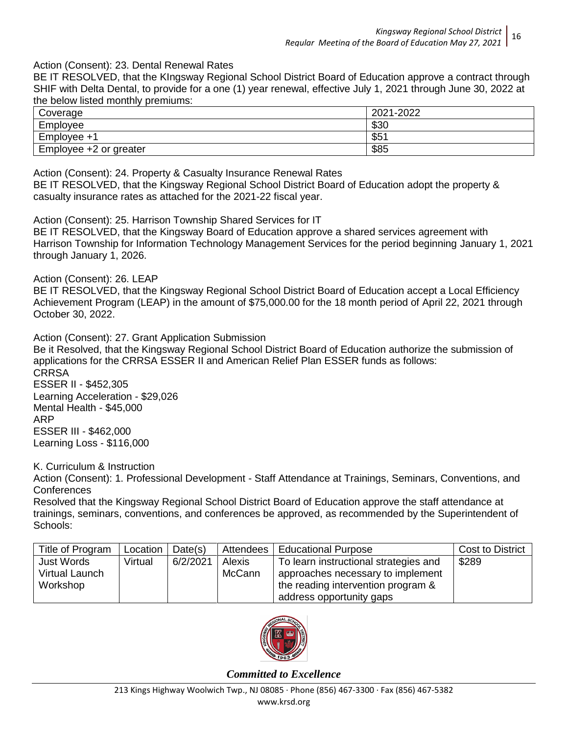Action (Consent): 23. Dental Renewal Rates

BE IT RESOLVED, that the KIngsway Regional School District Board of Education approve a contract through SHIF with Delta Dental, to provide for a one (1) year renewal, effective July 1, 2021 through June 30, 2022 at the below listed monthly premiums:

| Coverage | 2021-2022 |
|---|---|
| Employee | $30 |
| Employee +1 | $51 |
| Employee +2 or greater | $85 |

Action (Consent): 24. Property & Casualty Insurance Renewal Rates

BE IT RESOLVED, that the Kingsway Regional School District Board of Education adopt the property & casualty insurance rates as attached for the 2021-22 fiscal year.

Action (Consent): 25. Harrison Township Shared Services for IT

BE IT RESOLVED, that the Kingsway Board of Education approve a shared services agreement with Harrison Township for Information Technology Management Services for the period beginning January 1, 2021 through January 1, 2026.

Action (Consent): 26. LEAP

BE IT RESOLVED, that the Kingsway Regional School District Board of Education accept a Local Efficiency Achievement Program (LEAP) in the amount of $75,000.00 for the 18 month period of April 22, 2021 through October 30, 2022.

Action (Consent): 27. Grant Application Submission

Be it Resolved, that the Kingsway Regional School District Board of Education authorize the submission of applications for the CRRSA ESSER II and American Relief Plan ESSER funds as follows:

CRRSA
ESSER II - $452,305
Learning Acceleration - $29,026
Mental Health - $45,000
ARP
ESSER III - $462,000
Learning Loss - $116,000

K. Curriculum & Instruction

Action (Consent): 1. Professional Development - Staff Attendance at Trainings, Seminars, Conventions, and Conferences

Resolved that the Kingsway Regional School District Board of Education approve the staff attendance at trainings, seminars, conventions, and conferences be approved, as recommended by the Superintendent of Schools:

| Title of Program | Location | Date(s) | Attendees | Educational Purpose | Cost to District |
|---|---|---|---|---|---|
| Just Words Virtual Launch Workshop | Virtual | 6/2/2021 | Alexis McCann | To learn instructional strategies and approaches necessary to implement the reading intervention program & address opportunity gaps | $289 |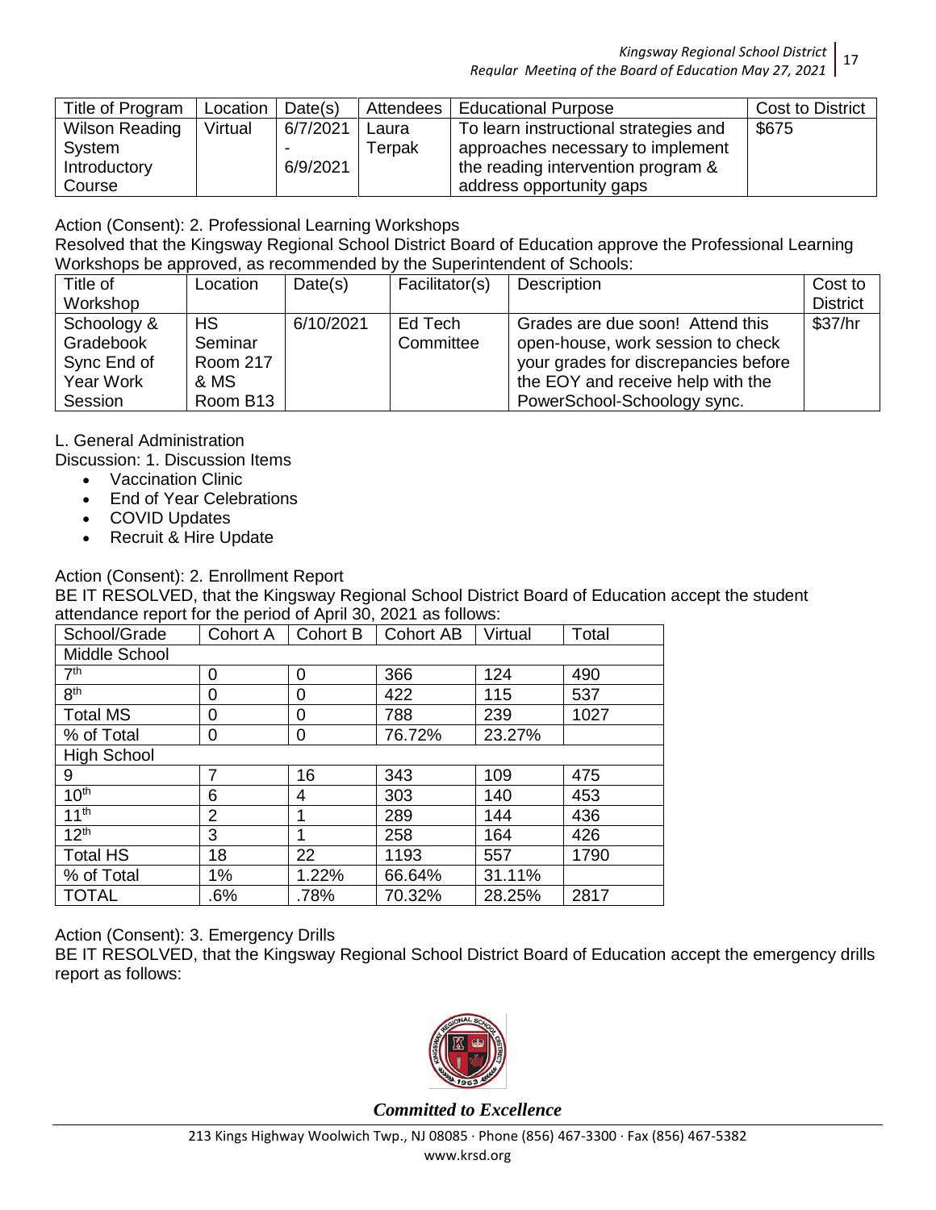| Title of Program | Location | Date(s) | Attendees | Educational Purpose | Cost to District |
|---|---|---|---|---|---|
| Wilson Reading System Introductory Course | Virtual | 6/7/2021 - 6/9/2021 | Laura Terpak | To learn instructional strategies and approaches necessary to implement the reading intervention program & address opportunity gaps | $675 |

Action (Consent): 2. Professional Learning Workshops
Resolved that the Kingsway Regional School District Board of Education approve the Professional Learning Workshops be approved, as recommended by the Superintendent of Schools:

| Title of Workshop | Location | Date(s) | Facilitator(s) | Description | Cost to District |
|---|---|---|---|---|---|
| Schoology & Gradebook Sync End of Year Work Session | HS Seminar Room 217 & MS Room B13 | 6/10/2021 | Ed Tech Committee | Grades are due soon! Attend this open-house, work session to check your grades for discrepancies before the EOY and receive help with the PowerSchool-Schoology sync. | $37/hr |

L. General Administration
Discussion: 1. Discussion Items

- Vaccination Clinic
- End of Year Celebrations
- COVID Updates
- Recruit & Hire Update

Action (Consent): 2. Enrollment Report
BE IT RESOLVED, that the Kingsway Regional School District Board of Education accept the student attendance report for the period of April 30, 2021 as follows:

| School/Grade | Cohort A | Cohort B | Cohort AB | Virtual | Total |
|---|---|---|---|---|---|
| Middle School | | | | | |
| 7th | 0 | 0 | 366 | 124 | 490 |
| 8th | 0 | 0 | 422 | 115 | 537 |
| Total MS | 0 | 0 | 788 | 239 | 1027 |
| % of Total | 0 | 0 | 76.72% | 23.27% | |
| High School | | | | | |
| 9 | 7 | 16 | 343 | 109 | 475 |
| 10th | 6 | 4 | 303 | 140 | 453 |
| 11th | 2 | 1 | 289 | 144 | 436 |
| 12th | 3 | 1 | 258 | 164 | 426 |
| Total HS | 18 | 22 | 1193 | 557 | 1790 |
| % of Total | 1% | 1.22% | 66.64% | 31.11% | |
| TOTAL | .6% | .78% | 70.32% | 28.25% | 2817 |

Action (Consent): 3. Emergency Drills
BE IT RESOLVED, that the Kingsway Regional School District Board of Education accept the emergency drills report as follows: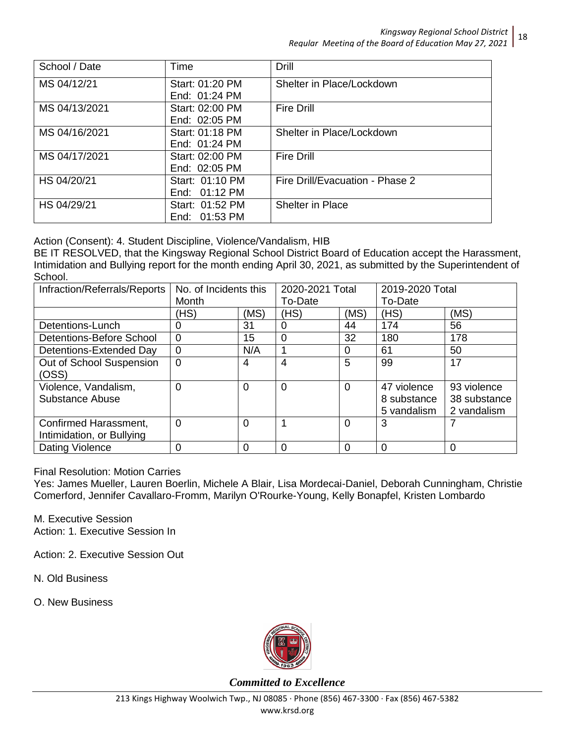| School / Date | Time | Drill |
|---|---|---|
| MS 04/12/21 | Start: 01:20 PM<br>End: 01:24 PM | Shelter in Place/Lockdown |
| MS 04/13/2021 | Start: 02:00 PM<br>End: 02:05 PM | Fire Drill |
| MS 04/16/2021 | Start: 01:18 PM<br>End: 01:24 PM | Shelter in Place/Lockdown |
| MS 04/17/2021 | Start: 02:00 PM<br>End: 02:05 PM | Fire Drill |
| HS 04/20/21 | Start: 01:10 PM<br>End: 01:12 PM | Fire Drill/Evacuation - Phase 2 |
| HS 04/29/21 | Start: 01:52 PM<br>End: 01:53 PM | Shelter in Place |

Action (Consent): 4. Student Discipline, Violence/Vandalism, HIB

BE IT RESOLVED, that the Kingsway Regional School District Board of Education accept the Harassment, Intimidation and Bullying report for the month ending April 30, 2021, as submitted by the Superintendent of School.

| Infraction/Referrals/Reports | No. of Incidents this Month | | 2020-2021 Total To-Date | | 2019-2020 Total To-Date | |
|---|---|---|---|---|---|---|
| | (HS) | (MS) | (HS) | (MS) | (HS) | (MS) |
| Detentions-Lunch | 0 | 31 | 0 | 44 | 174 | 56 |
| Detentions-Before School | 0 | 15 | 0 | 32 | 180 | 178 |
| Detentions-Extended Day | 0 | N/A | 1 | 0 | 61 | 50 |
| Out of School Suspension (OSS) | 0 | 4 | 4 | 5 | 99 | 17 |
| Violence, Vandalism, Substance Abuse | 0 | 0 | 0 | 0 | 47 violence<br>8 substance<br>5 vandalism | 93 violence<br>38 substance<br>2 vandalism |
| Confirmed Harassment, Intimidation, or Bullying | 0 | 0 | 1 | 0 | 3 | 7 |
| Dating Violence | 0 | 0 | 0 | 0 | 0 | 0 |

Final Resolution: Motion Carries

Yes: James Mueller, Lauren Boerlin, Michele A Blair, Lisa Mordecai-Daniel, Deborah Cunningham, Christie Comerford, Jennifer Cavallaro-Fromm, Marilyn O'Rourke-Young, Kelly Bonapfel, Kristen Lombardo

M. Executive Session

Action: 1. Executive Session In

Action: 2. Executive Session Out

N. Old Business

O. New Business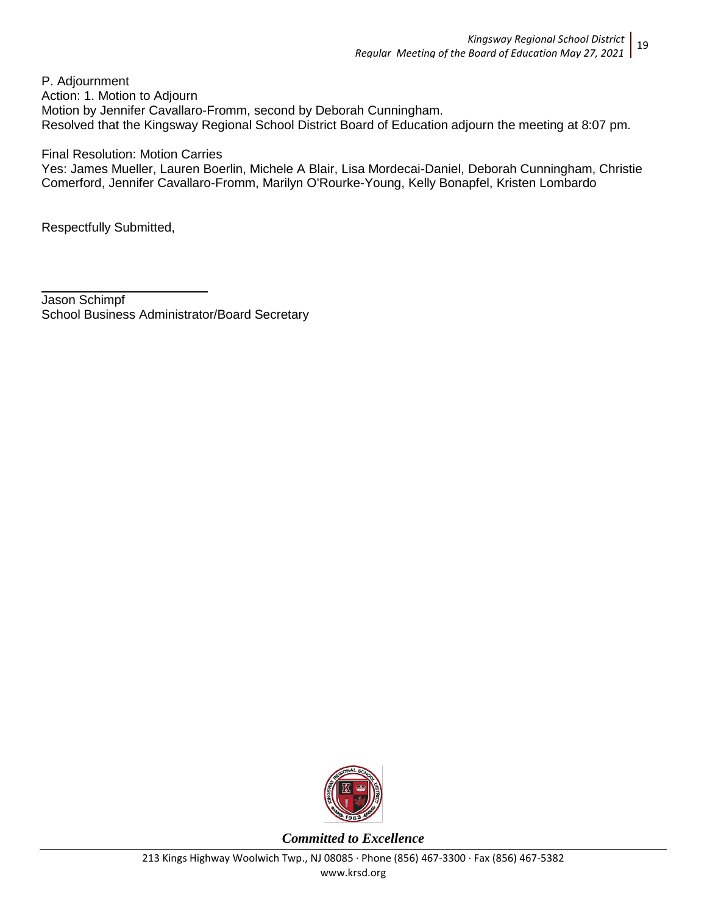P. Adjournment

Action: 1. Motion to Adjourn

Motion by Jennifer Cavallaro-Fromm, second by Deborah Cunningham.

Resolved that the Kingsway Regional School District Board of Education adjourn the meeting at 8:07 pm.

Final Resolution: Motion Carries

Yes: James Mueller, Lauren Boerlin, Michele A Blair, Lisa Mordecai-Daniel, Deborah Cunningham, Christie Comerford, Jennifer Cavallaro-Fromm, Marilyn O'Rourke-Young, Kelly Bonapfel, Kristen Lombardo

Respectfully Submitted,

Jason Schimpf
School Business Administrator/Board Secretary

*Committed to Excellence*

213 Kings Highway Woolwich Twp., NJ 08085 · Phone (856) 467-3300 · Fax (856) 467-5382
www.krsd.org